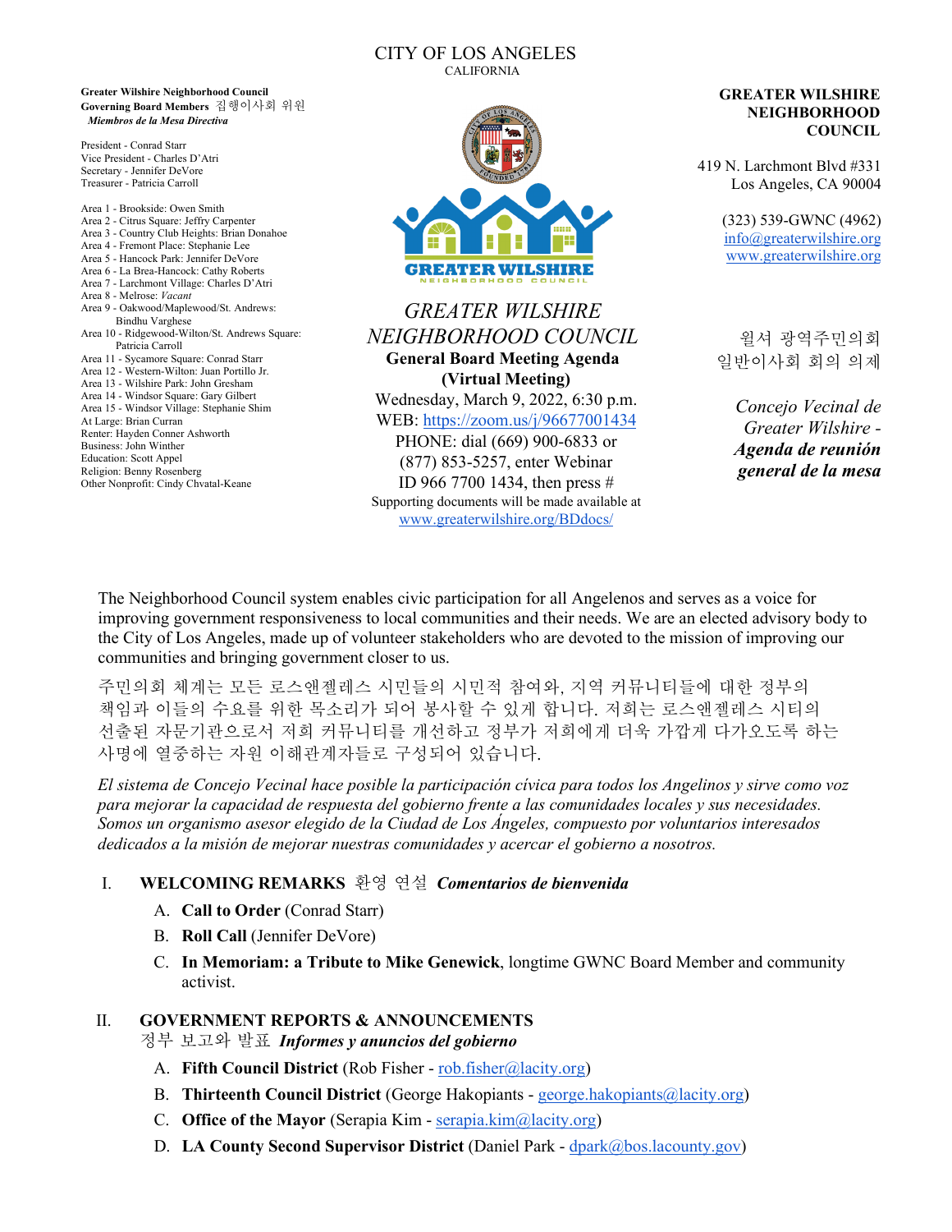CITY OF LOS ANGELES
CALIFORNIA

**Greater Wilshire Neighborhood Council**
**Governing Board Members** 집행이사회 위원
***Miembros de la Mesa Directiva***

President - Conrad Starr
Vice President - Charles D'Atri
Secretary - Jennifer DeVore
Treasurer - Patricia Carroll

Area 1 - Brookside: Owen Smith
Area 2 - Citrus Square: Jeffry Carpenter
Area 3 - Country Club Heights: Brian Donahoe
Area 4 - Fremont Place: Stephanie Lee
Area 5 - Hancock Park: Jennifer DeVore
Area 6 - La Brea-Hancock: Cathy Roberts
Area 7 - Larchmont Village: Charles D'Atri
Area 8 - Melrose: *Vacant*
Area 9 - Oakwood/Maplewood/St. Andrews: Bindhu Varghese
Area 10 - Ridgewood-Wilton/St. Andrews Square: Patricia Carroll
Area 11 - Sycamore Square: Conrad Starr
Area 12 - Western-Wilton: Juan Portillo Jr.
Area 13 - Wilshire Park: John Gresham
Area 14 - Windsor Square: Gary Gilbert
Area 15 - Windsor Village: Stephanie Shim
At Large: Brian Curran
Renter: Hayden Conner Ashworth
Business: John Winther
Education: Scott Appel
Religion: Benny Rosenberg
Other Nonprofit: Cindy Chvatal-Keane

# *GREATER WILSHIRE NEIGHBORHOOD COUNCIL*

**General Board Meeting Agenda**
**(Virtual Meeting)**

Wednesday, March 9, 2022, 6:30 p.m.
WEB: https://zoom.us/j/96677001434
PHONE: dial (669) 900-6833 or (877) 853-5257, enter Webinar ID 966 7700 1434, then press #
Supporting documents will be made available at www.greaterwilshire.org/BDdocs/

**GREATER WILSHIRE NEIGHBORHOOD COUNCIL**

419 N. Larchmont Blvd #331
Los Angeles, CA 90004

(323) 539-GWNC (4962)
info@greaterwilshire.org
www.greaterwilshire.org

윌셔 광역주민의회
일반이사회 회의 의제

*Concejo Vecinal de Greater Wilshire -* ***Agenda de reunión general de la mesa***

The Neighborhood Council system enables civic participation for all Angelenos and serves as a voice for improving government responsiveness to local communities and their needs. We are an elected advisory body to the City of Los Angeles, made up of volunteer stakeholders who are devoted to the mission of improving our communities and bringing government closer to us.

주민의회 체계는 모든 로스앤젤레스 시민들의 시민적 참여와, 지역 커뮤니티들에 대한 정부의 책임과 이들의 수요를 위한 목소리가 되어 봉사할 수 있게 합니다. 저희는 로스앤젤레스 시티의 선출된 자문기관으로서 저희 커뮤니티를 개선하고 정부가 저희에게 더욱 가깝게 다가오도록 하는 사명에 열중하는 자원 이해관계자들로 구성되어 있습니다.

*El sistema de Concejo Vecinal hace posible la participación cívica para todos los Angelinos y sirve como voz para mejorar la capacidad de respuesta del gobierno frente a las comunidades locales y sus necesidades. Somos un organismo asesor elegido de la Ciudad de Los Ángeles, compuesto por voluntarios interesados dedicados a la misión de mejorar nuestras comunidades y acercar el gobierno a nosotros.*

## I. WELCOMING REMARKS 환영 연설 *Comentarios de bienvenida*

A. **Call to Order** (Conrad Starr)
B. **Roll Call** (Jennifer DeVore)
C. **In Memoriam: a Tribute to Mike Genewick**, longtime GWNC Board Member and community activist.

## II. GOVERNMENT REPORTS & ANNOUNCEMENTS 정부 보고와 발표 *Informes y anuncios del gobierno*

A. **Fifth Council District** (Rob Fisher - rob.fisher@lacity.org)
B. **Thirteenth Council District** (George Hakopiants - george.hakopiants@lacity.org)
C. **Office of the Mayor** (Serapia Kim - serapia.kim@lacity.org)
D. **LA County Second Supervisor District** (Daniel Park - dpark@bos.lacounty.gov)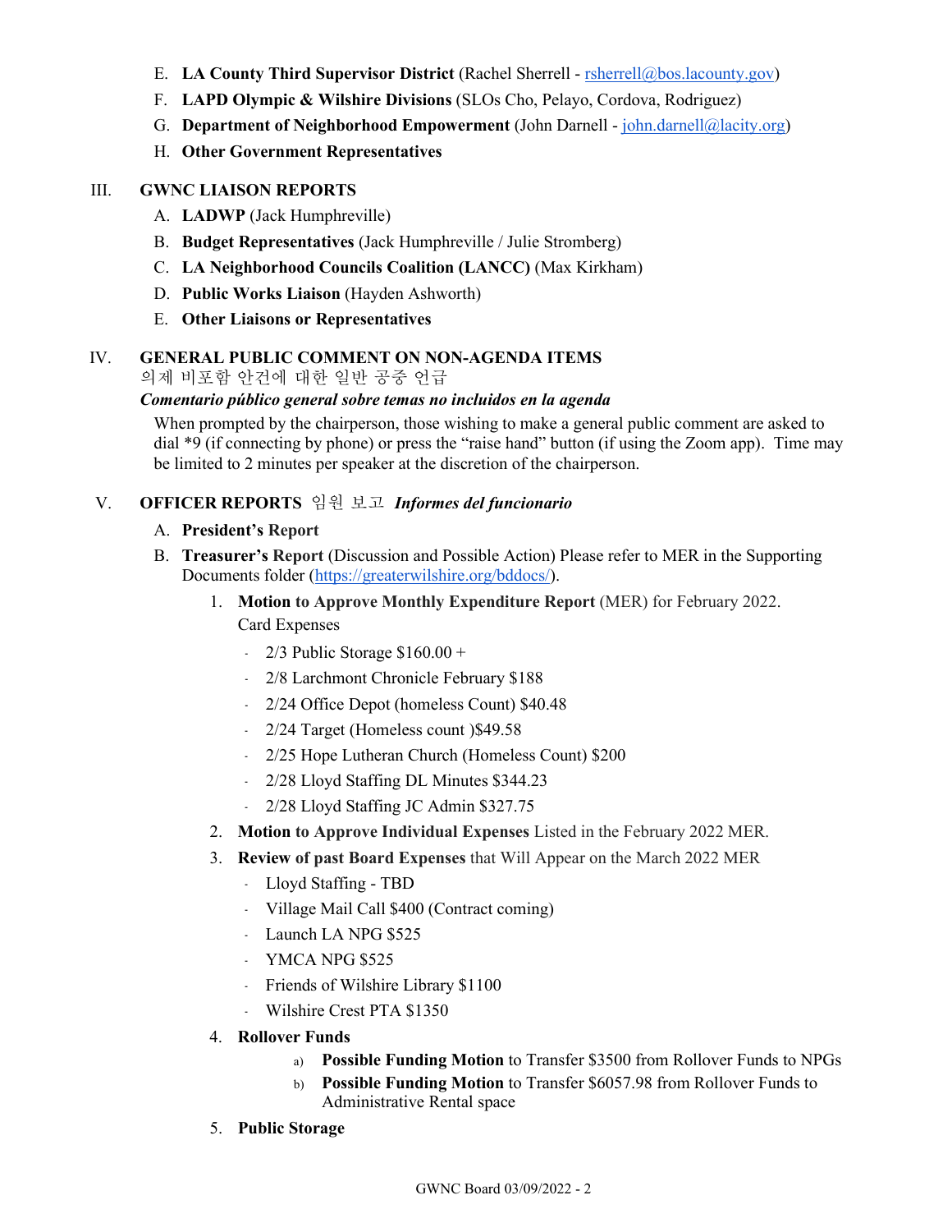E. **LA County Third Supervisor District** (Rachel Sherrell - rsherrell@bos.lacounty.gov)

F. **LAPD Olympic & Wilshire Divisions** (SLOs Cho, Pelayo, Cordova, Rodriguez)

G. **Department of Neighborhood Empowerment** (John Darnell - john.darnell@lacity.org)

H. **Other Government Representatives**

## III. GWNC LIAISON REPORTS

A. **LADWP** (Jack Humphreville)

B. **Budget Representatives** (Jack Humphreville / Julie Stromberg)

C. **LA Neighborhood Councils Coalition (LANCC)** (Max Kirkham)

D. **Public Works Liaison** (Hayden Ashworth)

E. **Other Liaisons or Representatives**

## IV. GENERAL PUBLIC COMMENT ON NON-AGENDA ITEMS

의제 비포함 안건에 대한 일반 공중 언급

***Comentario público general sobre temas no incluidos en la agenda***

When prompted by the chairperson, those wishing to make a general public comment are asked to dial *9 (if connecting by phone) or press the "raise hand" button (if using the Zoom app). Time may be limited to 2 minutes per speaker at the discretion of the chairperson.

## V. OFFICER REPORTS 임원 보고 *Informes del funcionario*

A. **President's Report**

B. **Treasurer's Report** (Discussion and Possible Action) Please refer to MER in the Supporting Documents folder (https://greaterwilshire.org/bddocs/).

1. **Motion to Approve Monthly Expenditure Report** (MER) for February 2022.
   Card Expenses
   - 2/3 Public Storage $160.00 +
   - 2/8 Larchmont Chronicle February $188
   - 2/24 Office Depot (homeless Count) $40.48
   - 2/24 Target (Homeless count )$49.58
   - 2/25 Hope Lutheran Church (Homeless Count) $200
   - 2/28 Lloyd Staffing DL Minutes $344.23
   - 2/28 Lloyd Staffing JC Admin $327.75
2. **Motion to Approve Individual Expenses** Listed in the February 2022 MER.
3. **Review of past Board Expenses** that Will Appear on the March 2022 MER
   - Lloyd Staffing - TBD
   - Village Mail Call $400 (Contract coming)
   - Launch LA NPG $525
   - YMCA NPG $525
   - Friends of Wilshire Library $1100
   - Wilshire Crest PTA $1350
4. **Rollover Funds**
   a) **Possible Funding Motion** to Transfer $3500 from Rollover Funds to NPGs
   b) **Possible Funding Motion** to Transfer $6057.98 from Rollover Funds to Administrative Rental space
5. **Public Storage**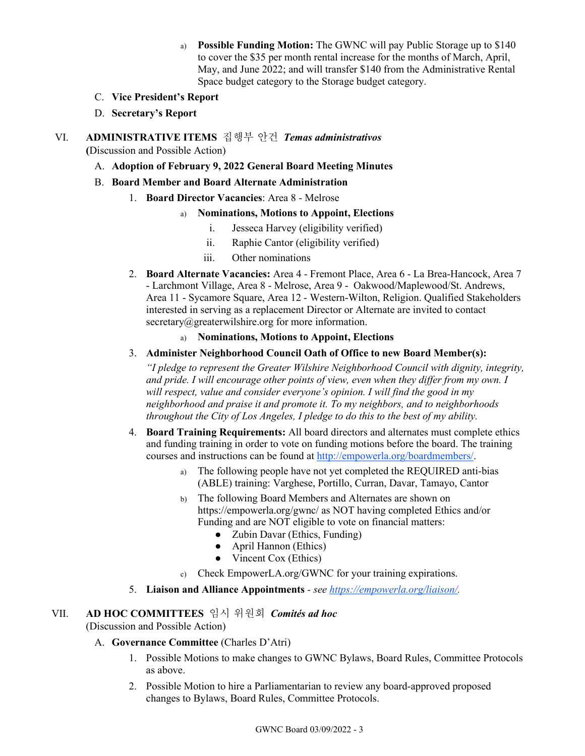a) **Possible Funding Motion:** The GWNC will pay Public Storage up to $140 to cover the $35 per month rental increase for the months of March, April, May, and June 2022; and will transfer $140 from the Administrative Rental Space budget category to the Storage budget category.

C. **Vice President's Report**

D. **Secretary's Report**

## VI. ADMINISTRATIVE ITEMS 집행부 안건 *Temas administrativos*

**(**Discussion and Possible Action)

A. **Adoption of February 9, 2022 General Board Meeting Minutes**

B. **Board Member and Board Alternate Administration**

1. **Board Director Vacancies**: Area 8 - Melrose
   - a) **Nominations, Motions to Appoint, Elections**
     - i. Jesseca Harvey (eligibility verified)
     - ii. Raphie Cantor (eligibility verified)
     - iii. Other nominations
2. **Board Alternate Vacancies:** Area 4 - Fremont Place, Area 6 - La Brea-Hancock, Area 7 - Larchmont Village, Area 8 - Melrose, Area 9 - Oakwood/Maplewood/St. Andrews, Area 11 - Sycamore Square, Area 12 - Western-Wilton, Religion. Qualified Stakeholders interested in serving as a replacement Director or Alternate are invited to contact secretary@greaterwilshire.org for more information.
   - a) **Nominations, Motions to Appoint, Elections**
3. **Administer Neighborhood Council Oath of Office to new Board Member(s):** *"I pledge to represent the Greater Wilshire Neighborhood Council with dignity, integrity, and pride. I will encourage other points of view, even when they differ from my own. I will respect, value and consider everyone's opinion. I will find the good in my neighborhood and praise it and promote it. To my neighbors, and to neighborhoods throughout the City of Los Angeles, I pledge to do this to the best of my ability.*
4. **Board Training Requirements:** All board directors and alternates must complete ethics and funding training in order to vote on funding motions before the board. The training courses and instructions can be found at [http://empowerla.org/boardmembers/](http://empowerla.org/boardmembers/).
   - a) The following people have not yet completed the REQUIRED anti-bias (ABLE) training: Varghese, Portillo, Curran, Davar, Tamayo, Cantor
   - b) The following Board Members and Alternates are shown on https://empowerla.org/gwnc/ as NOT having completed Ethics and/or Funding and are NOT eligible to vote on financial matters:
     - Zubin Davar (Ethics, Funding)
     - April Hannon (Ethics)
     - Vincent Cox (Ethics)
   - c) Check EmpowerLA.org/GWNC for your training expirations.
5. **Liaison and Alliance Appointments** *- see [https://empowerla.org/liaison/](https://empowerla.org/liaison/).*

## VII. AD HOC COMMITTEES 임시 위원회 *Comités ad hoc*

(Discussion and Possible Action)

A. **Governance Committee** (Charles D'Atri)

1. Possible Motions to make changes to GWNC Bylaws, Board Rules, Committee Protocols as above.
2. Possible Motion to hire a Parliamentarian to review any board-approved proposed changes to Bylaws, Board Rules, Committee Protocols.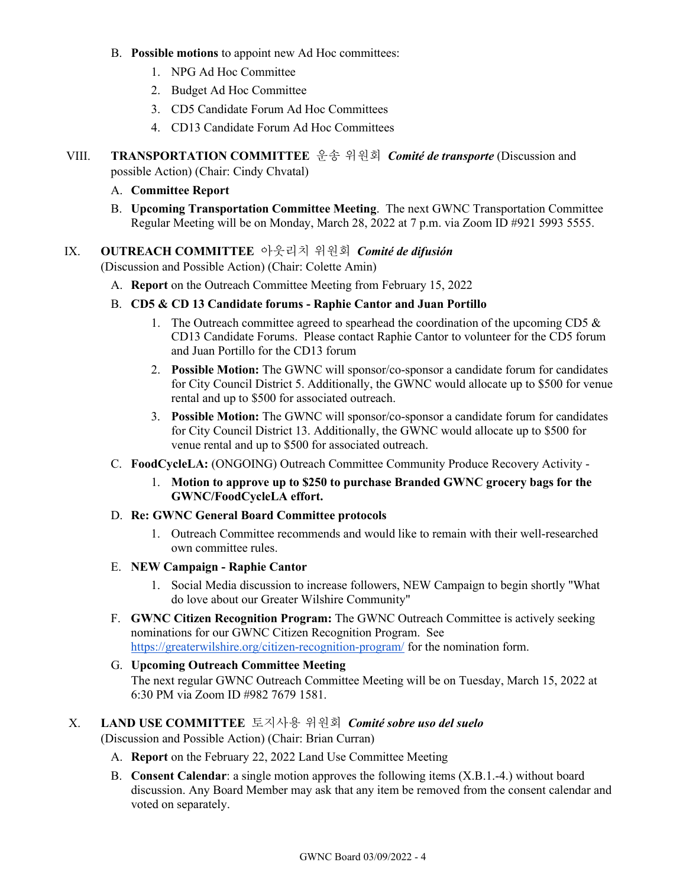B. **Possible motions** to appoint new Ad Hoc committees:
   1. NPG Ad Hoc Committee
   2. Budget Ad Hoc Committee
   3. CD5 Candidate Forum Ad Hoc Committees
   4. CD13 Candidate Forum Ad Hoc Committees

VIII. **TRANSPORTATION COMMITTEE** 운송 위원회 ***Comité de transporte*** (Discussion and possible Action) (Chair: Cindy Chvatal)

A. **Committee Report**

B. **Upcoming Transportation Committee Meeting**. The next GWNC Transportation Committee Regular Meeting will be on Monday, March 28, 2022 at 7 p.m. via Zoom ID #921 5993 5555.

IX. **OUTREACH COMMITTEE** 아웃리치 위원회 ***Comité de difusión*** (Discussion and Possible Action) (Chair: Colette Amin)

A. **Report** on the Outreach Committee Meeting from February 15, 2022

B. **CD5 & CD 13 Candidate forums - Raphie Cantor and Juan Portillo**
   1. The Outreach committee agreed to spearhead the coordination of the upcoming CD5 & CD13 Candidate Forums. Please contact Raphie Cantor to volunteer for the CD5 forum and Juan Portillo for the CD13 forum
   2. **Possible Motion:** The GWNC will sponsor/co-sponsor a candidate forum for candidates for City Council District 5. Additionally, the GWNC would allocate up to $500 for venue rental and up to $500 for associated outreach.
   3. **Possible Motion:** The GWNC will sponsor/co-sponsor a candidate forum for candidates for City Council District 13. Additionally, the GWNC would allocate up to $500 for venue rental and up to $500 for associated outreach.

C. **FoodCycleLA:** (ONGOING) Outreach Committee Community Produce Recovery Activity -
   1. **Motion to approve up to $250 to purchase Branded GWNC grocery bags for the GWNC/FoodCycleLA effort.**

D. **Re: GWNC General Board Committee protocols**
   1. Outreach Committee recommends and would like to remain with their well-researched own committee rules.

E. **NEW Campaign - Raphie Cantor**
   1. Social Media discussion to increase followers, NEW Campaign to begin shortly "What do love about our Greater Wilshire Community"

F. **GWNC Citizen Recognition Program:** The GWNC Outreach Committee is actively seeking nominations for our GWNC Citizen Recognition Program. See https://greaterwilshire.org/citizen-recognition-program/ for the nomination form.

G. **Upcoming Outreach Committee Meeting**
The next regular GWNC Outreach Committee Meeting will be on Tuesday, March 15, 2022 at 6:30 PM via Zoom ID #982 7679 1581.

X. **LAND USE COMMITTEE** 토지사용 위원회 ***Comité sobre uso del suelo*** (Discussion and Possible Action) (Chair: Brian Curran)

A. **Report** on the February 22, 2022 Land Use Committee Meeting

B. **Consent Calendar**: a single motion approves the following items (X.B.1.-4.) without board discussion. Any Board Member may ask that any item be removed from the consent calendar and voted on separately.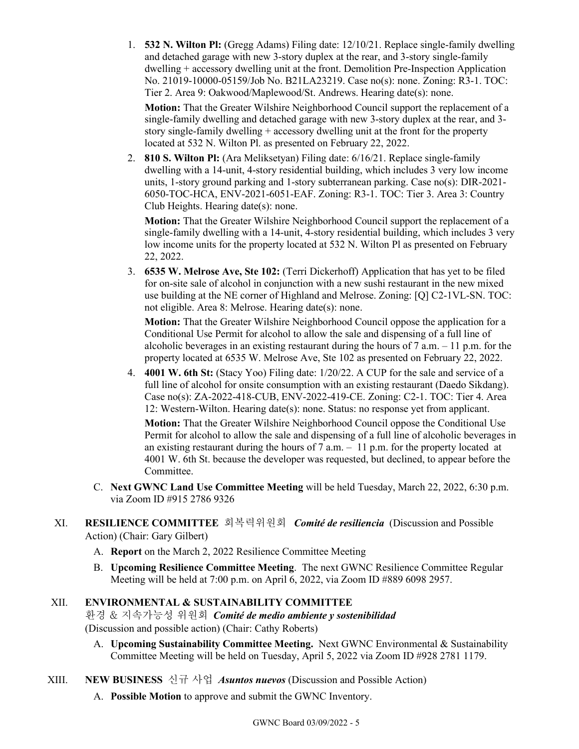1. **532 N. Wilton Pl:** (Gregg Adams) Filing date: 12/10/21. Replace single-family dwelling and detached garage with new 3-story duplex at the rear, and 3-story single-family dwelling + accessory dwelling unit at the front. Demolition Pre-Inspection Application No. 21019-10000-05159/Job No. B21LA23219. Case no(s): none. Zoning: R3-1. TOC: Tier 2. Area 9: Oakwood/Maplewood/St. Andrews. Hearing date(s): none.

   **Motion:** That the Greater Wilshire Neighborhood Council support the replacement of a single-family dwelling and detached garage with new 3-story duplex at the rear, and 3-story single-family dwelling + accessory dwelling unit at the front for the property located at 532 N. Wilton Pl. as presented on February 22, 2022.

2. **810 S. Wilton Pl:** (Ara Meliksetyan) Filing date: 6/16/21. Replace single-family dwelling with a 14-unit, 4-story residential building, which includes 3 very low income units, 1-story ground parking and 1-story subterranean parking. Case no(s): DIR-2021-6050-TOC-HCA, ENV-2021-6051-EAF. Zoning: R3-1. TOC: Tier 3. Area 3: Country Club Heights. Hearing date(s): none.

   **Motion:** That the Greater Wilshire Neighborhood Council support the replacement of a single-family dwelling with a 14-unit, 4-story residential building, which includes 3 very low income units for the property located at 532 N. Wilton Pl as presented on February 22, 2022.

3. **6535 W. Melrose Ave, Ste 102:** (Terri Dickerhoff) Application that has yet to be filed for on-site sale of alcohol in conjunction with a new sushi restaurant in the new mixed use building at the NE corner of Highland and Melrose. Zoning: [Q] C2-1VL-SN. TOC: not eligible. Area 8: Melrose. Hearing date(s): none.

   **Motion:** That the Greater Wilshire Neighborhood Council oppose the application for a Conditional Use Permit for alcohol to allow the sale and dispensing of a full line of alcoholic beverages in an existing restaurant during the hours of 7 a.m. – 11 p.m. for the property located at 6535 W. Melrose Ave, Ste 102 as presented on February 22, 2022.

4. **4001 W. 6th St:** (Stacy Yoo) Filing date: 1/20/22. A CUP for the sale and service of a full line of alcohol for onsite consumption with an existing restaurant (Daedo Sikdang). Case no(s): ZA-2022-418-CUB, ENV-2022-419-CE. Zoning: C2-1. TOC: Tier 4. Area 12: Western-Wilton. Hearing date(s): none. Status: no response yet from applicant.

   **Motion:** That the Greater Wilshire Neighborhood Council oppose the Conditional Use Permit for alcohol to allow the sale and dispensing of a full line of alcoholic beverages in an existing restaurant during the hours of 7 a.m. – 11 p.m. for the property located at 4001 W. 6th St. because the developer was requested, but declined, to appear before the Committee.

C. **Next GWNC Land Use Committee Meeting** will be held Tuesday, March 22, 2022, 6:30 p.m. via Zoom ID #915 2786 9326

XI. **RESILIENCE COMMITTEE** 회복력위원회 ***Comité de resiliencia*** (Discussion and Possible Action) (Chair: Gary Gilbert)

A. **Report** on the March 2, 2022 Resilience Committee Meeting

B. **Upcoming Resilience Committee Meeting**. The next GWNC Resilience Committee Regular Meeting will be held at 7:00 p.m. on April 6, 2022, via Zoom ID #889 6098 2957.

XII. **ENVIRONMENTAL & SUSTAINABILITY COMMITTEE**
환경 & 지속가능성 위원회 ***Comité de medio ambiente y sostenibilidad***
(Discussion and possible action) (Chair: Cathy Roberts)

A. **Upcoming Sustainability Committee Meeting.** Next GWNC Environmental & Sustainability Committee Meeting will be held on Tuesday, April 5, 2022 via Zoom ID #928 2781 1179.

XIII. **NEW BUSINESS** 신규 사업 ***Asuntos nuevos*** (Discussion and Possible Action)

A. **Possible Motion** to approve and submit the GWNC Inventory.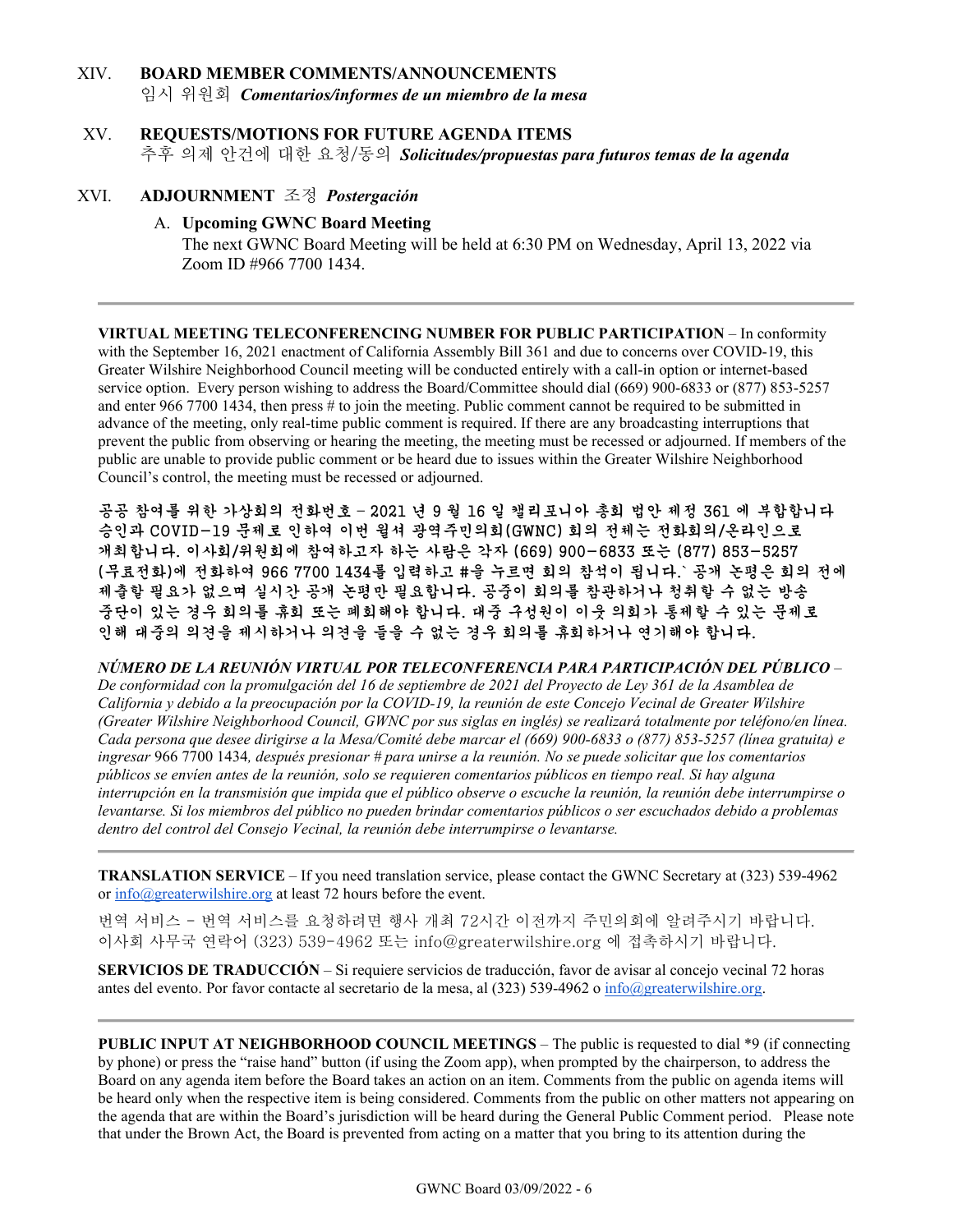XIV. **BOARD MEMBER COMMENTS/ANNOUNCEMENTS**
임시 위원회 ***Comentarios/informes de un miembro de la mesa***

XV. **REQUESTS/MOTIONS FOR FUTURE AGENDA ITEMS**
추후 의제 안건에 대한 요청/동의 ***Solicitudes/propuestas para futuros temas de la agenda***

XVI. **ADJOURNMENT** 조정 ***Postergación***

A. **Upcoming GWNC Board Meeting**
The next GWNC Board Meeting will be held at 6:30 PM on Wednesday, April 13, 2022 via Zoom ID #966 7700 1434.

---

**VIRTUAL MEETING TELECONFERENCING NUMBER FOR PUBLIC PARTICIPATION** – In conformity with the September 16, 2021 enactment of California Assembly Bill 361 and due to concerns over COVID-19, this Greater Wilshire Neighborhood Council meeting will be conducted entirely with a call-in option or internet-based service option. Every person wishing to address the Board/Committee should dial (669) 900-6833 or (877) 853-5257 and enter 966 7700 1434, then press # to join the meeting. Public comment cannot be required to be submitted in advance of the meeting, only real-time public comment is required. If there are any broadcasting interruptions that prevent the public from observing or hearing the meeting, the meeting must be recessed or adjourned. If members of the public are unable to provide public comment or be heard due to issues within the Greater Wilshire Neighborhood Council's control, the meeting must be recessed or adjourned.

**공공 참여를 위한 가상회의 전화번호 – 2021 년 9 월 16 일 캘리포니아 총회 법안 제정 361 에 부합합니다 승인과 COVID-19 문제로 인하여 이번 윌셔 광역주민의회(GWNC) 회의 전체는 전화회의/온라인으로 개최합니다. 이사회/위원회에 참여하고자 하는 사람은 각자 (669) 900-6833 또는 (877) 853-5257 (무료전화)에 전화하여 966 7700 1434를 입력하고 #을 누르면 회의 참석이 됩니다.` 공개 논평은 회의 전에 제출할 필요가 없으며 실시간 공개 논평만 필요합니다. 공중이 회의를 참관하거나 청취할 수 없는 방송 중단이 있는 경우 회의를 휴회 또는 폐회해야 합니다. 대중 구성원이 이웃 의회가 통제할 수 있는 문제로 인해 대중의 의견을 제시하거나 의견을 들을 수 없는 경우 회의를 휴회하거나 연기해야 합니다.**

***NÚMERO DE LA REUNIÓN VIRTUAL POR TELECONFERENCIA PARA PARTICIPACIÓN DEL PÚBLICO*** *– De conformidad con la promulgación del 16 de septiembre de 2021 del Proyecto de Ley 361 de la Asamblea de California y debido a la preocupación por la COVID-19, la reunión de este Concejo Vecinal de Greater Wilshire (Greater Wilshire Neighborhood Council, GWNC por sus siglas en inglés) se realizará totalmente por teléfono/en línea. Cada persona que desee dirigirse a la Mesa/Comité debe marcar el (669) 900-6833 o (877) 853-5257 (línea gratuita) e ingresar* 966 7700 1434*, después presionar # para unirse a la reunión. No se puede solicitar que los comentarios públicos se envíen antes de la reunión, solo se requieren comentarios públicos en tiempo real. Si hay alguna interrupción en la transmisión que impida que el público observe o escuche la reunión, la reunión debe interrumpirse o levantarse. Si los miembros del público no pueden brindar comentarios públicos o ser escuchados debido a problemas dentro del control del Consejo Vecinal, la reunión debe interrumpirse o levantarse.*

---

**TRANSLATION SERVICE** – If you need translation service, please contact the GWNC Secretary at (323) 539-4962 or info@greaterwilshire.org at least 72 hours before the event.

번역 서비스 – 번역 서비스를 요청하려면 행사 개최 72시간 이전까지 주민의회에 알려주시기 바랍니다. 이사회 사무국 연락어 (323) 539-4962 또는 info@greaterwilshire.org 에 접촉하시기 바랍니다.

**SERVICIOS DE TRADUCCIÓN** – Si requiere servicios de traducción, favor de avisar al concejo vecinal 72 horas antes del evento. Por favor contacte al secretario de la mesa, al (323) 539-4962 o info@greaterwilshire.org.

---

**PUBLIC INPUT AT NEIGHBORHOOD COUNCIL MEETINGS** – The public is requested to dial *9 (if connecting by phone) or press the "raise hand" button (if using the Zoom app), when prompted by the chairperson, to address the Board on any agenda item before the Board takes an action on an item. Comments from the public on agenda items will be heard only when the respective item is being considered. Comments from the public on other matters not appearing on the agenda that are within the Board's jurisdiction will be heard during the General Public Comment period. Please note that under the Brown Act, the Board is prevented from acting on a matter that you bring to its attention during the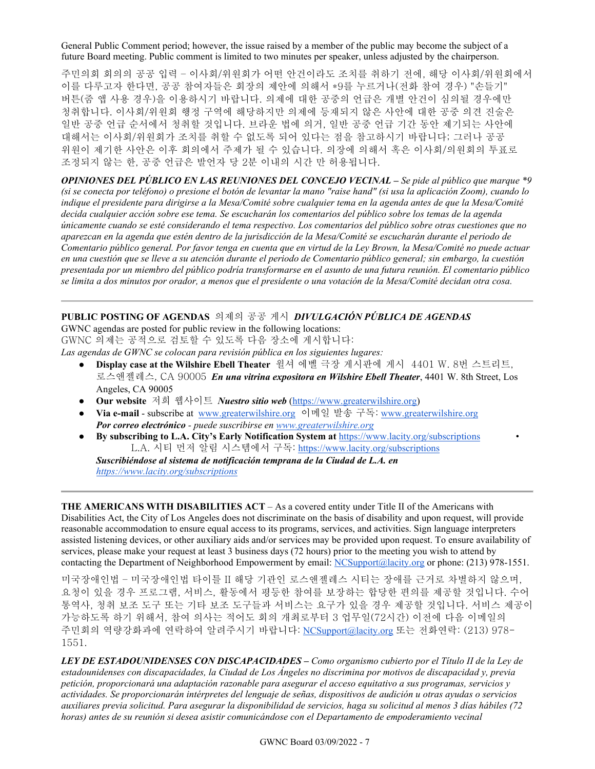General Public Comment period; however, the issue raised by a member of the public may become the subject of a future Board meeting. Public comment is limited to two minutes per speaker, unless adjusted by the chairperson.

주민의회 회의의 공공 입력 – 이사회/위원회가 어떤 안건이라도 조치를 취하기 전에, 해당 이사회/위원회에서 이를 다루고자 한다면, 공공 참여자들은 회장의 제안에 의해서 *9를 누르거나(전화 참여 경우) "손들기" 버튼(줌 앱 사용 경우)을 이용하시기 바랍니다. 의제에 대한 공중의 언급은 개별 안건이 심의될 경우에만 청취합니다. 이사회/위원회 행정 구역에 해당하지만 의제에 등재되지 않은 사안에 대한 공중 의견 진술은 일반 공중 언급 순서에서 청취할 것입니다. 브라운 법에 의거, 일반 공중 언급 기간 동안 제기되는 사안에 대해서는 이사회/위원회가 조치를 취할 수 없도록 되어 있다는 점을 참고하시기 바랍니다; 그러나 공공 위원이 제기한 사안은 이후 회의에서 주제가 될 수 있습니다. 의장에 의해서 혹은 이사회/의원회의 투표로 조정되지 않는 한, 공중 언급은 발언자 당 2분 이내의 시간 만 허용됩니다.

***OPINIONES DEL PÚBLICO EN LAS REUNIONES DEL CONCEJO VECINAL** – Se pide al público que marque *9 (si se conecta por teléfono) o presione el botón de levantar la mano "raise hand" (si usa la aplicación Zoom), cuando lo indique el presidente para dirigirse a la Mesa/Comité sobre cualquier tema en la agenda antes de que la Mesa/Comité decida cualquier acción sobre ese tema. Se escucharán los comentarios del público sobre los temas de la agenda únicamente cuando se esté considerando el tema respectivo. Los comentarios del público sobre otras cuestiones que no aparezcan en la agenda que estén dentro de la jurisdicción de la Mesa/Comité se escucharán durante el periodo de Comentario público general. Por favor tenga en cuenta que en virtud de la Ley Brown, la Mesa/Comité no puede actuar en una cuestión que se lleve a su atención durante el periodo de Comentario público general; sin embargo, la cuestión presentada por un miembro del público podría transformarse en el asunto de una futura reunión. El comentario público se limita a dos minutos por orador, a menos que el presidente o una votación de la Mesa/Comité decidan otra cosa.*

---

**PUBLIC POSTING OF AGENDAS** 의제의 공공 게시 ***DIVULGACIÓN PÚBLICA DE AGENDAS***

GWNC agendas are posted for public review in the following locations:
GWNC 의제는 공적으로 검토할 수 있도록 다음 장소에 게시합니다:
*Las agendas de GWNC se colocan para revisión pública en los siguientes lugares:*

- **Display case at the Wilshire Ebell Theater** 윌셔 에벨 극장 게시판에 게시 4401 W. 8번 스트리트, 로스앤젤레스, CA 90005 ***En una vitrina expositora en Wilshire Ebell Theater***, 4401 W. 8th Street, Los Angeles, CA 90005
- **Our website** 저희 웹사이트 ***Nuestro sitio web*** (https://www.greaterwilshire.org)
- **Via e-mail** - subscribe at www.greaterwilshire.org 이메일 발송 구독: www.greaterwilshire.org *Por correo electrónico - puede suscribirse en www.greaterwilshire.org*
- **By subscribing to L.A. City's Early Notification System at** https://www.lacity.org/subscriptions L.A. 시티 먼저 알림 시스템에서 구독: https://www.lacity.org/subscriptions ***Suscribiéndose al sistema de notificación temprana de la Ciudad de L.A. en*** *https://www.lacity.org/subscriptions*

---

**THE AMERICANS WITH DISABILITIES ACT** – As a covered entity under Title II of the Americans with Disabilities Act, the City of Los Angeles does not discriminate on the basis of disability and upon request, will provide reasonable accommodation to ensure equal access to its programs, services, and activities. Sign language interpreters assisted listening devices, or other auxiliary aids and/or services may be provided upon request. To ensure availability of services, please make your request at least 3 business days (72 hours) prior to the meeting you wish to attend by contacting the Department of Neighborhood Empowerment by email: NCSupport@lacity.org or phone: (213) 978-1551.

미국장애인법 – 미국장애인법 타이틀 II 해당 기관인 로스앤젤레스 시티는 장애를 근거로 차별하지 않으며, 요청이 있을 경우 프로그램, 서비스, 활동에서 평등한 참여를 보장하는 합당한 편의를 제공할 것입니다. 수어 통역사, 청취 보조 도구 또는 기타 보조 도구들과 서비스는 요구가 있을 경우 제공할 것입니다. 서비스 제공이 가능하도록 하기 위해서, 참여 의사는 적어도 회의 개최로부터 3 업무일(72시간) 이전에 다음 이메일의 주민회의 역량강화과에 연락하여 알려주시기 바랍니다: NCSupport@lacity.org 또는 전화연락: (213) 978-1551.

***LEY DE ESTADOUNIDENSES CON DISCAPACIDADES** – Como organismo cubierto por el Título II de la Ley de estadounidenses con discapacidades, la Ciudad de Los Ángeles no discrimina por motivos de discapacidad y, previa petición, proporcionará una adaptación razonable para asegurar el acceso equitativo a sus programas, servicios y actividades. Se proporcionarán intérpretes del lenguaje de señas, dispositivos de audición u otras ayudas o servicios auxiliares previa solicitud. Para asegurar la disponibilidad de servicios, haga su solicitud al menos 3 días hábiles (72 horas) antes de su reunión si desea asistir comunicándose con el Departamento de empoderamiento vecinal*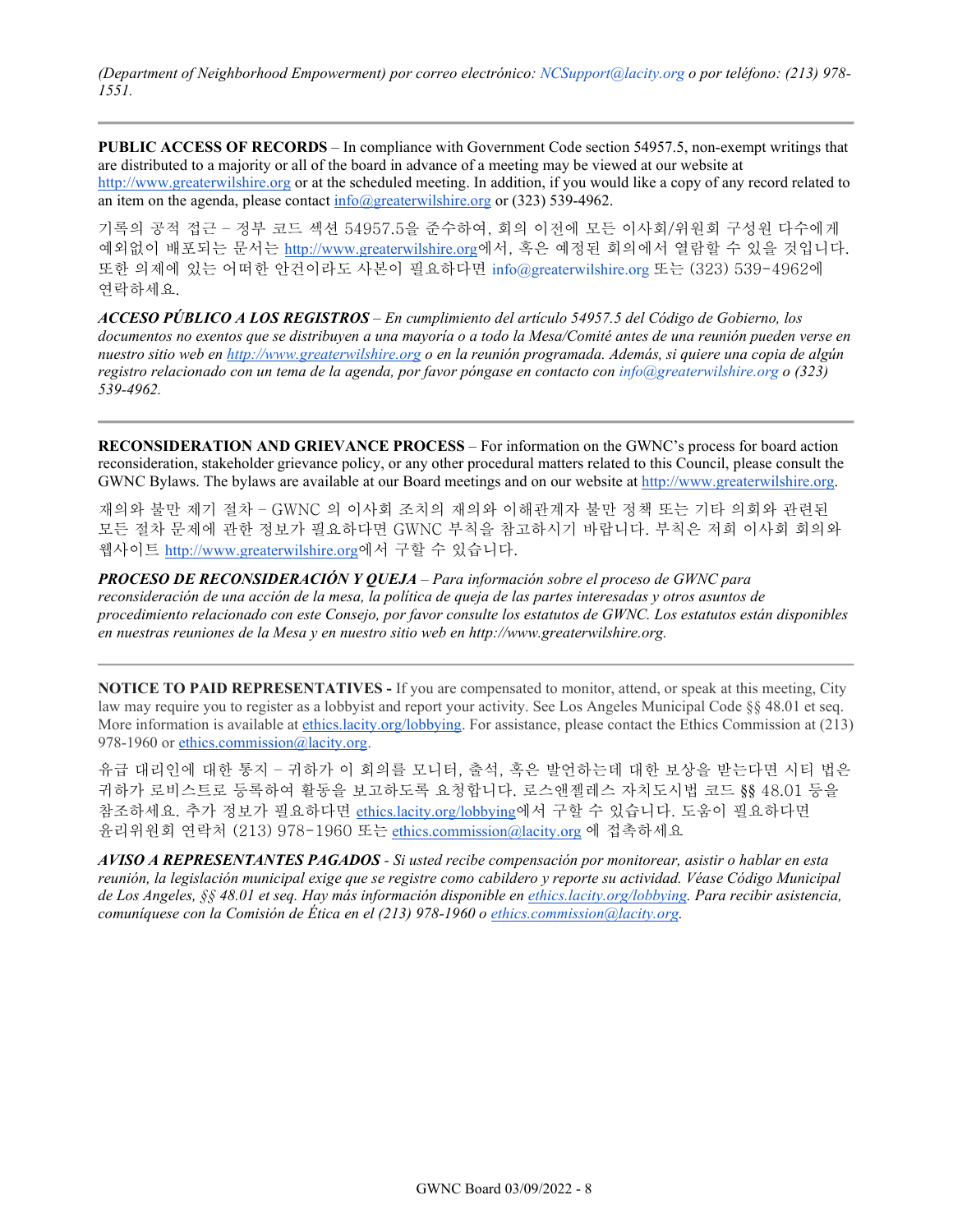*(Department of Neighborhood Empowerment) por correo electrónico: NCSupport@lacity.org o por teléfono: (213) 978-1551.*

---

**PUBLIC ACCESS OF RECORDS** – In compliance with Government Code section 54957.5, non-exempt writings that are distributed to a majority or all of the board in advance of a meeting may be viewed at our website at http://www.greaterwilshire.org or at the scheduled meeting. In addition, if you would like a copy of any record related to an item on the agenda, please contact info@greaterwilshire.org or (323) 539-4962.

기록의 공적 접근 – 정부 코드 섹션 54957.5을 준수하여, 회의 이전에 모든 이사회/위원회 구성원 다수에게 예외없이 배포되는 문서는 http://www.greaterwilshire.org에서, 혹은 예정된 회의에서 열람할 수 있을 것입니다. 또한 의제에 있는 어떠한 안건이라도 사본이 필요하다면 info@greaterwilshire.org 또는 (323) 539-4962에 연락하세요.

***ACCESO PÚBLICO A LOS REGISTROS*** *– En cumplimiento del artículo 54957.5 del Código de Gobierno, los documentos no exentos que se distribuyen a una mayoría o a todo la Mesa/Comité antes de una reunión pueden verse en nuestro sitio web en http://www.greaterwilshire.org o en la reunión programada. Además, si quiere una copia de algún registro relacionado con un tema de la agenda, por favor póngase en contacto con info@greaterwilshire.org o (323) 539-4962.*

---

**RECONSIDERATION AND GRIEVANCE PROCESS** – For information on the GWNC's process for board action reconsideration, stakeholder grievance policy, or any other procedural matters related to this Council, please consult the GWNC Bylaws. The bylaws are available at our Board meetings and on our website at http://www.greaterwilshire.org.

재의와 불만 제기 절차 – GWNC 의 이사회 조치의 재의와 이해관계자 불만 정책 또는 기타 의회와 관련된 모든 절차 문제에 관한 정보가 필요하다면 GWNC 부칙을 참고하시기 바랍니다. 부칙은 저희 이사회 회의와 웹사이트 http://www.greaterwilshire.org에서 구할 수 있습니다.

***PROCESO DE RECONSIDERACIÓN Y QUEJA*** *– Para información sobre el proceso de GWNC para reconsideración de una acción de la mesa, la política de queja de las partes interesadas y otros asuntos de procedimiento relacionado con este Consejo, por favor consulte los estatutos de GWNC. Los estatutos están disponibles en nuestras reuniones de la Mesa y en nuestro sitio web en http://www.greaterwilshire.org.*

---

**NOTICE TO PAID REPRESENTATIVES -** If you are compensated to monitor, attend, or speak at this meeting, City law may require you to register as a lobbyist and report your activity. See Los Angeles Municipal Code §§ 48.01 et seq. More information is available at ethics.lacity.org/lobbying. For assistance, please contact the Ethics Commission at (213) 978-1960 or ethics.commission@lacity.org.

유급 대리인에 대한 통지 – 귀하가 이 회의를 모니터, 출석, 혹은 발언하는데 대한 보상을 받는다면 시티 법은 귀하가 로비스트로 등록하여 활동을 보고하도록 요청합니다. 로스앤젤레스 자치도시법 코드 §§ 48.01 등을 참조하세요. 추가 정보가 필요하다면 ethics.lacity.org/lobbying에서 구할 수 있습니다. 도움이 필요하다면 윤리위원회 연락처 (213) 978-1960 또는 ethics.commission@lacity.org 에 접촉하세요

***AVISO A REPRESENTANTES PAGADOS*** *- Si usted recibe compensación por monitorear, asistir o hablar en esta reunión, la legislación municipal exige que se registre como cabildero y reporte su actividad. Véase Código Municipal de Los Angeles, §§ 48.01 et seq. Hay más información disponible en ethics.lacity.org/lobbying. Para recibir asistencia, comuníquese con la Comisión de Ética en el (213) 978-1960 o ethics.commission@lacity.org.*